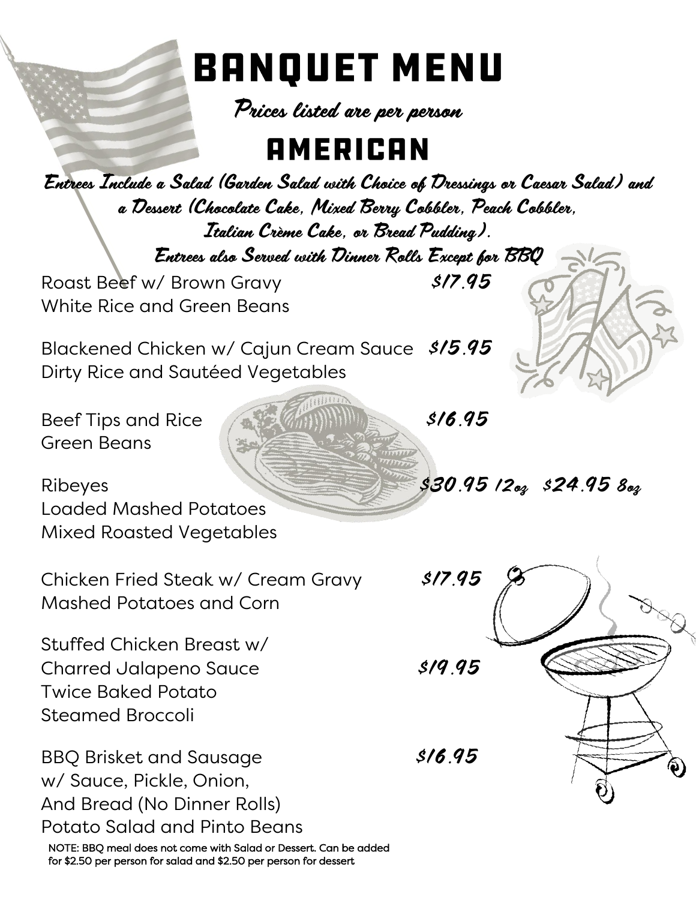# BANQUET MENU

*Prices listed are per person*

## AMERICAN

***Entrees Include a Salad (Garden Salad with Choice of Dressings or Caesar Salad) and a Dessert (Chocolate Cake, Mixed Berry Cobbler, Peach Cobbler, Italian Crème Cake, or Bread Pudding).***

***Entrees also Served with Dinner Rolls Except for BBQ***

Roast Beef w/ Brown Gravy — **$17.95**
White Rice and Green Beans

Blackened Chicken w/ Cajun Cream Sauce — **$15.95**
Dirty Rice and Sautéed Vegetables

Beef Tips and Rice — **$16.95**
Green Beans

Ribeyes — **$30.95 12oz  $24.95 8oz**
Loaded Mashed Potatoes
Mixed Roasted Vegetables

Chicken Fried Steak w/ Cream Gravy — **$17.95**
Mashed Potatoes and Corn

Stuffed Chicken Breast w/
Charred Jalapeno Sauce — **$19.95**
Twice Baked Potato
Steamed Broccoli

BBQ Brisket and Sausage — **$16.95**
w/ Sauce, Pickle, Onion,
And Bread (No Dinner Rolls)
Potato Salad and Pinto Beans

NOTE: BBQ meal does not come with Salad or Dessert. Can be added for $2.50 per person for salad and $2.50 per person for dessert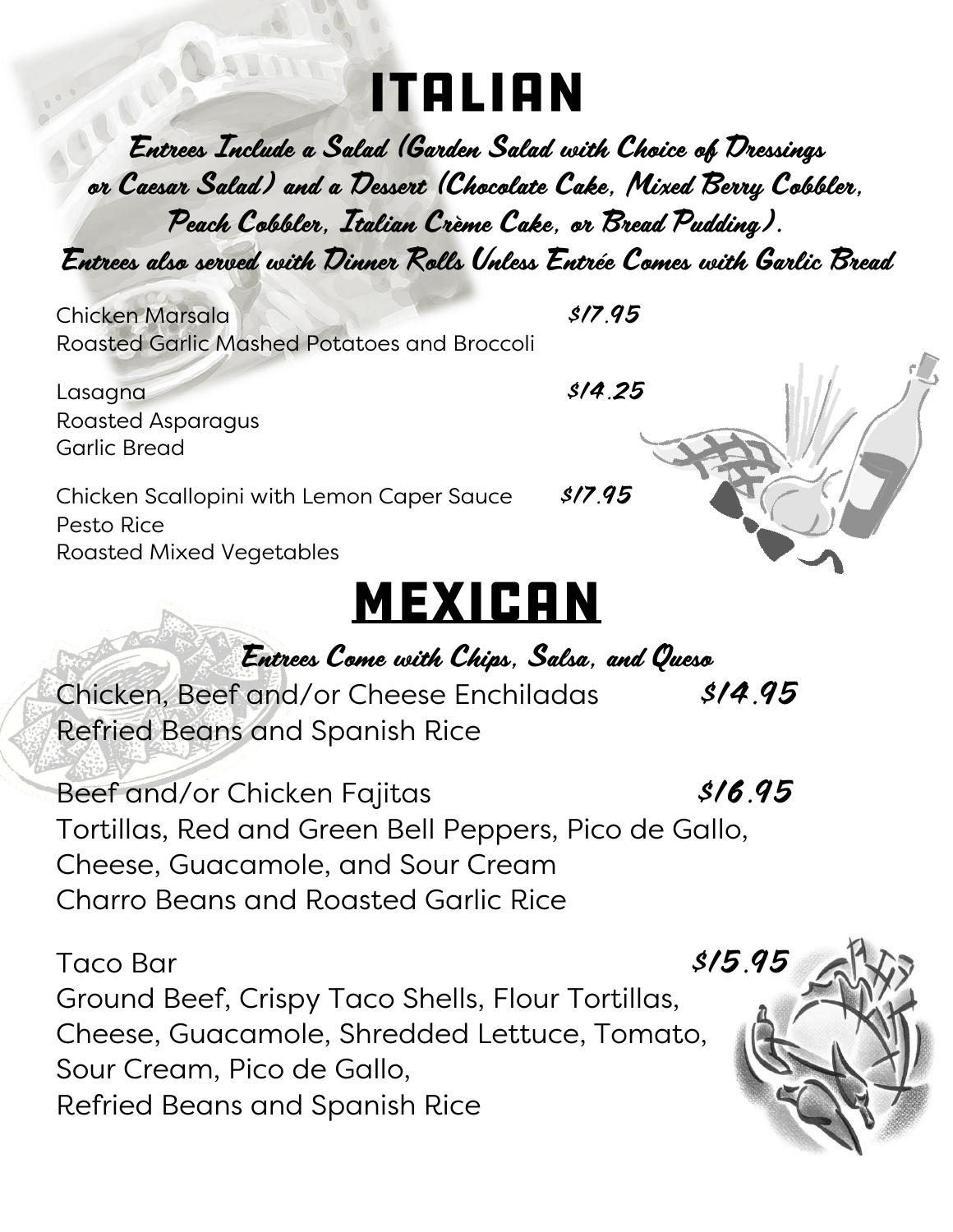# ITALIAN

***Entrees Include a Salad (Garden Salad with Choice of Dressings or Caesar Salad) and a Dessert (Chocolate Cake, Mixed Berry Cobbler, Peach Cobbler, Italian Crème Cake, or Bread Pudding).***
***Entrees also served with Dinner Rolls Unless Entrée Comes with Garlic Bread***

Chicken Marsala *$17.95*
Roasted Garlic Mashed Potatoes and Broccoli

Lasagna *$14.25*
Roasted Asparagus
Garlic Bread

Chicken Scallopini with Lemon Caper Sauce *$17.95*
Pesto Rice
Roasted Mixed Vegetables

# MEXICAN

***Entrees Come with Chips, Salsa, and Queso***

Chicken, Beef and/or Cheese Enchiladas ***$14.95***
Refried Beans and Spanish Rice

Beef and/or Chicken Fajitas ***$16.95***
Tortillas, Red and Green Bell Peppers, Pico de Gallo, Cheese, Guacamole, and Sour Cream
Charro Beans and Roasted Garlic Rice

Taco Bar ***$15.95***
Ground Beef, Crispy Taco Shells, Flour Tortillas, Cheese, Guacamole, Shredded Lettuce, Tomato, Sour Cream, Pico de Gallo,
Refried Beans and Spanish Rice